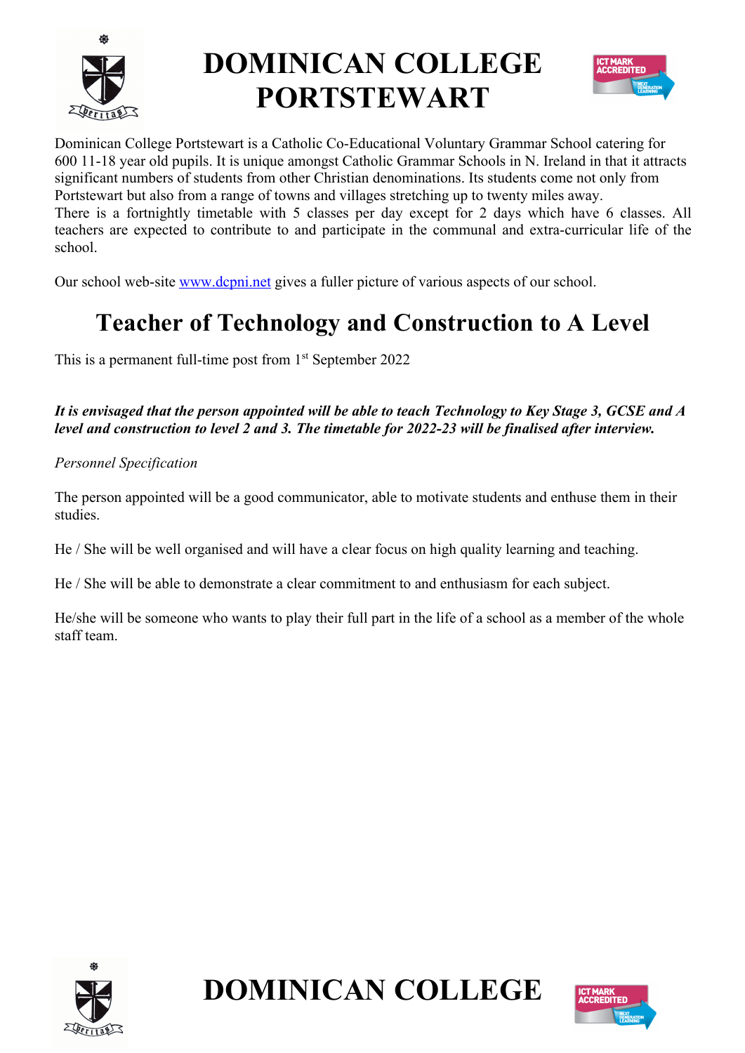# DOMINICAN COLLEGE PORTSTEWART

Dominican College Portstewart is a Catholic Co-Educational Voluntary Grammar School catering for 600 11-18 year old pupils. It is unique amongst Catholic Grammar Schools in N. Ireland in that it attracts significant numbers of students from other Christian denominations. Its students come not only from Portstewart but also from a range of towns and villages stretching up to twenty miles away.
There is a fortnightly timetable with 5 classes per day except for 2 days which have 6 classes. All teachers are expected to contribute to and participate in the communal and extra-curricular life of the school.

Our school web-site www.dcpni.net gives a fuller picture of various aspects of our school.

## Teacher of Technology and Construction to A Level

This is a permanent full-time post from 1st September 2022

***It is envisaged that the person appointed will be able to teach Technology to Key Stage 3, GCSE and A level and construction to level 2 and 3. The timetable for 2022-23 will be finalised after interview.***

*Personnel Specification*

The person appointed will be a good communicator, able to motivate students and enthuse them in their studies.

He / She will be well organised and will have a clear focus on high quality learning and teaching.

He / She will be able to demonstrate a clear commitment to and enthusiasm for each subject.

He/she will be someone who wants to play their full part in the life of a school as a member of the whole staff team.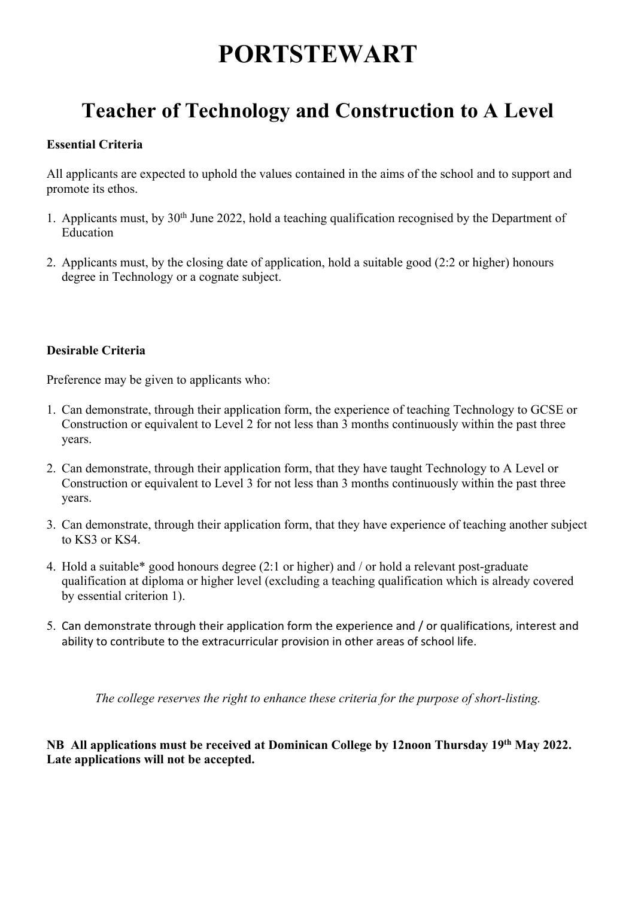# PORTSTEWART

## Teacher of Technology and Construction to A Level

**Essential Criteria**

All applicants are expected to uphold the values contained in the aims of the school and to support and promote its ethos.

1. Applicants must, by 30th June 2022, hold a teaching qualification recognised by the Department of Education
2. Applicants must, by the closing date of application, hold a suitable good (2:2 or higher) honours degree in Technology or a cognate subject.

**Desirable Criteria**

Preference may be given to applicants who:

1. Can demonstrate, through their application form, the experience of teaching Technology to GCSE or Construction or equivalent to Level 2 for not less than 3 months continuously within the past three years.
2. Can demonstrate, through their application form, that they have taught Technology to A Level or Construction or equivalent to Level 3 for not less than 3 months continuously within the past three years.
3. Can demonstrate, through their application form, that they have experience of teaching another subject to KS3 or KS4.
4. Hold a suitable* good honours degree (2:1 or higher) and / or hold a relevant post-graduate qualification at diploma or higher level (excluding a teaching qualification which is already covered by essential criterion 1).
5. Can demonstrate through their application form the experience and / or qualifications, interest and ability to contribute to the extracurricular provision in other areas of school life.

*The college reserves the right to enhance these criteria for the purpose of short-listing.*

**NB All applications must be received at Dominican College by 12noon Thursday 19th May 2022. Late applications will not be accepted.**